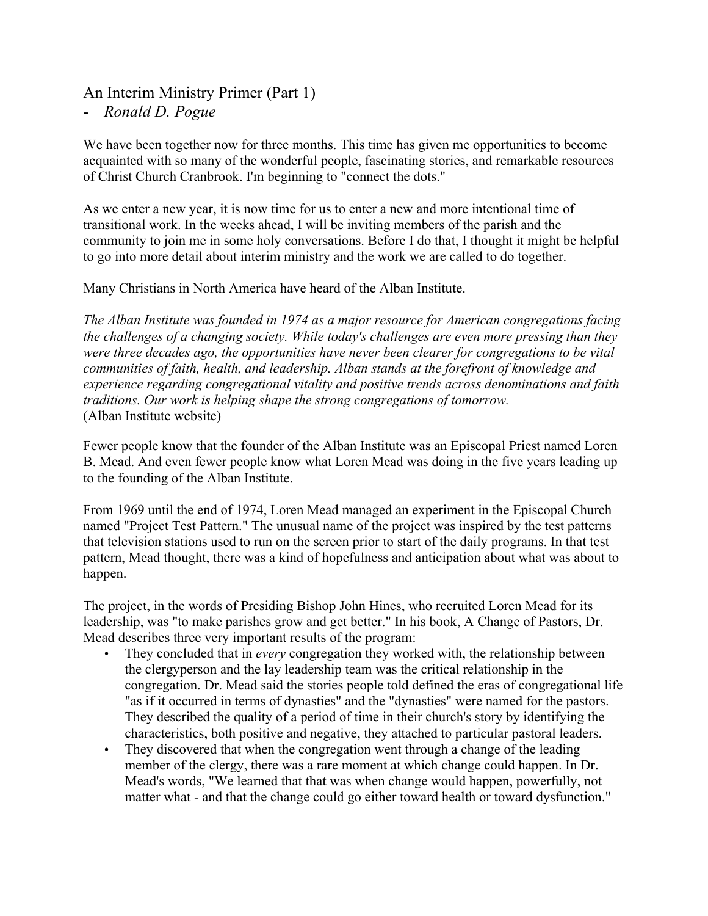# An Interim Ministry Primer (Part 1)

- *Ronald D. Pogue*

We have been together now for three months. This time has given me opportunities to become acquainted with so many of the wonderful people, fascinating stories, and remarkable resources of Christ Church Cranbrook. I'm beginning to "connect the dots."

As we enter a new year, it is now time for us to enter a new and more intentional time of transitional work. In the weeks ahead, I will be inviting members of the parish and the community to join me in some holy conversations. Before I do that, I thought it might be helpful to go into more detail about interim ministry and the work we are called to do together.

Many Christians in North America have heard of the Alban Institute.

*The Alban Institute was founded in 1974 as a major resource for American congregations facing the challenges of a changing society. While today's challenges are even more pressing than they were three decades ago, the opportunities have never been clearer for congregations to be vital communities of faith, health, and leadership. Alban stands at the forefront of knowledge and experience regarding congregational vitality and positive trends across denominations and faith traditions. Our work is helping shape the strong congregations of tomorrow.*
(Alban Institute website)

Fewer people know that the founder of the Alban Institute was an Episcopal Priest named Loren B. Mead. And even fewer people know what Loren Mead was doing in the five years leading up to the founding of the Alban Institute.

From 1969 until the end of 1974, Loren Mead managed an experiment in the Episcopal Church named "Project Test Pattern." The unusual name of the project was inspired by the test patterns that television stations used to run on the screen prior to start of the daily programs. In that test pattern, Mead thought, there was a kind of hopefulness and anticipation about what was about to happen.

The project, in the words of Presiding Bishop John Hines, who recruited Loren Mead for its leadership, was "to make parishes grow and get better." In his book, A Change of Pastors, Dr. Mead describes three very important results of the program:

- They concluded that in *every* congregation they worked with, the relationship between the clergyperson and the lay leadership team was the critical relationship in the congregation. Dr. Mead said the stories people told defined the eras of congregational life "as if it occurred in terms of dynasties" and the "dynasties" were named for the pastors. They described the quality of a period of time in their church's story by identifying the characteristics, both positive and negative, they attached to particular pastoral leaders.
- They discovered that when the congregation went through a change of the leading member of the clergy, there was a rare moment at which change could happen. In Dr. Mead's words, "We learned that that was when change would happen, powerfully, not matter what - and that the change could go either toward health or toward dysfunction."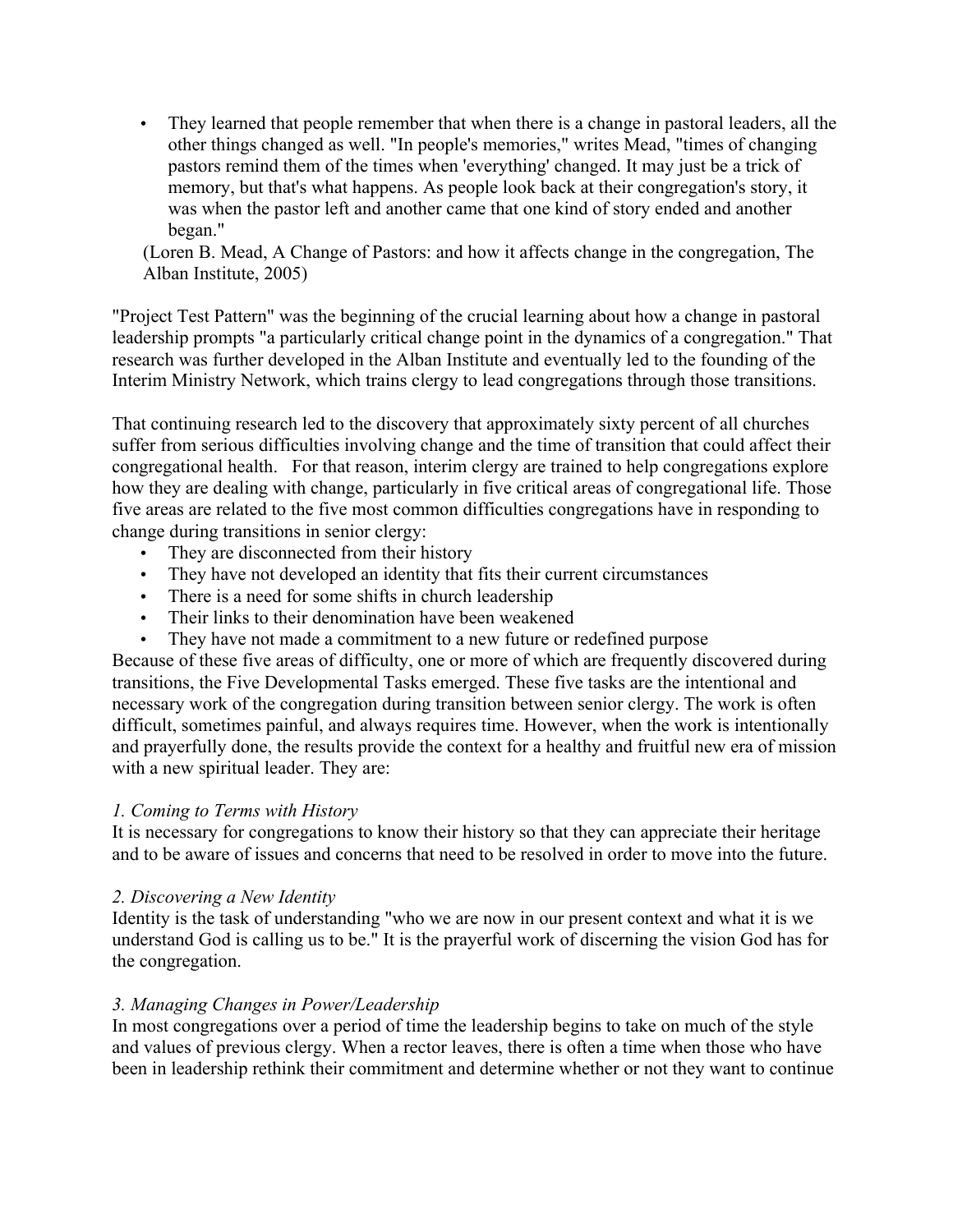- They learned that people remember that when there is a change in pastoral leaders, all the other things changed as well. "In people's memories," writes Mead, "times of changing pastors remind them of the times when 'everything' changed. It may just be a trick of memory, but that's what happens. As people look back at their congregation's story, it was when the pastor left and another came that one kind of story ended and another began."

(Loren B. Mead, A Change of Pastors: and how it affects change in the congregation, The Alban Institute, 2005)

"Project Test Pattern" was the beginning of the crucial learning about how a change in pastoral leadership prompts "a particularly critical change point in the dynamics of a congregation." That research was further developed in the Alban Institute and eventually led to the founding of the Interim Ministry Network, which trains clergy to lead congregations through those transitions.

That continuing research led to the discovery that approximately sixty percent of all churches suffer from serious difficulties involving change and the time of transition that could affect their congregational health. For that reason, interim clergy are trained to help congregations explore how they are dealing with change, particularly in five critical areas of congregational life. Those five areas are related to the five most common difficulties congregations have in responding to change during transitions in senior clergy:

- They are disconnected from their history
- They have not developed an identity that fits their current circumstances
- There is a need for some shifts in church leadership
- Their links to their denomination have been weakened
- They have not made a commitment to a new future or redefined purpose

Because of these five areas of difficulty, one or more of which are frequently discovered during transitions, the Five Developmental Tasks emerged. These five tasks are the intentional and necessary work of the congregation during transition between senior clergy. The work is often difficult, sometimes painful, and always requires time. However, when the work is intentionally and prayerfully done, the results provide the context for a healthy and fruitful new era of mission with a new spiritual leader. They are:

*1. Coming to Terms with History*

It is necessary for congregations to know their history so that they can appreciate their heritage and to be aware of issues and concerns that need to be resolved in order to move into the future.

*2. Discovering a New Identity*

Identity is the task of understanding "who we are now in our present context and what it is we understand God is calling us to be." It is the prayerful work of discerning the vision God has for the congregation.

*3. Managing Changes in Power/Leadership*

In most congregations over a period of time the leadership begins to take on much of the style and values of previous clergy. When a rector leaves, there is often a time when those who have been in leadership rethink their commitment and determine whether or not they want to continue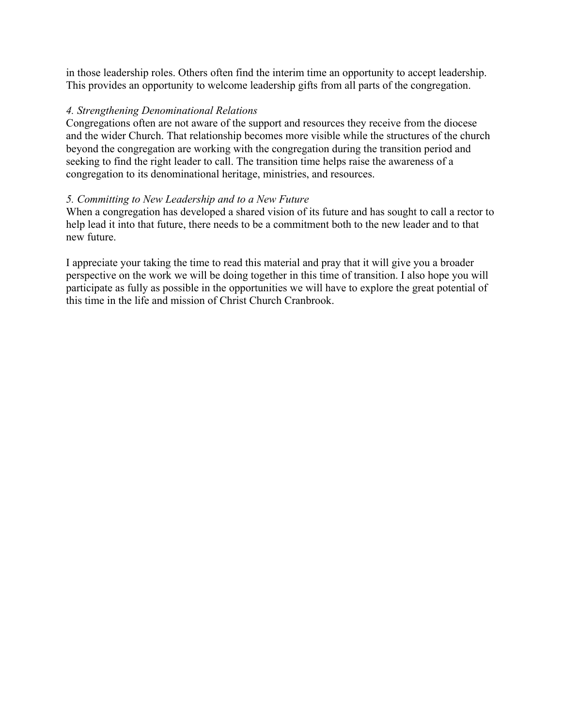in those leadership roles. Others often find the interim time an opportunity to accept leadership. This provides an opportunity to welcome leadership gifts from all parts of the congregation.

*4. Strengthening Denominational Relations*

Congregations often are not aware of the support and resources they receive from the diocese and the wider Church. That relationship becomes more visible while the structures of the church beyond the congregation are working with the congregation during the transition period and seeking to find the right leader to call. The transition time helps raise the awareness of a congregation to its denominational heritage, ministries, and resources.

*5. Committing to New Leadership and to a New Future*

When a congregation has developed a shared vision of its future and has sought to call a rector to help lead it into that future, there needs to be a commitment both to the new leader and to that new future.

I appreciate your taking the time to read this material and pray that it will give you a broader perspective on the work we will be doing together in this time of transition. I also hope you will participate as fully as possible in the opportunities we will have to explore the great potential of this time in the life and mission of Christ Church Cranbrook.